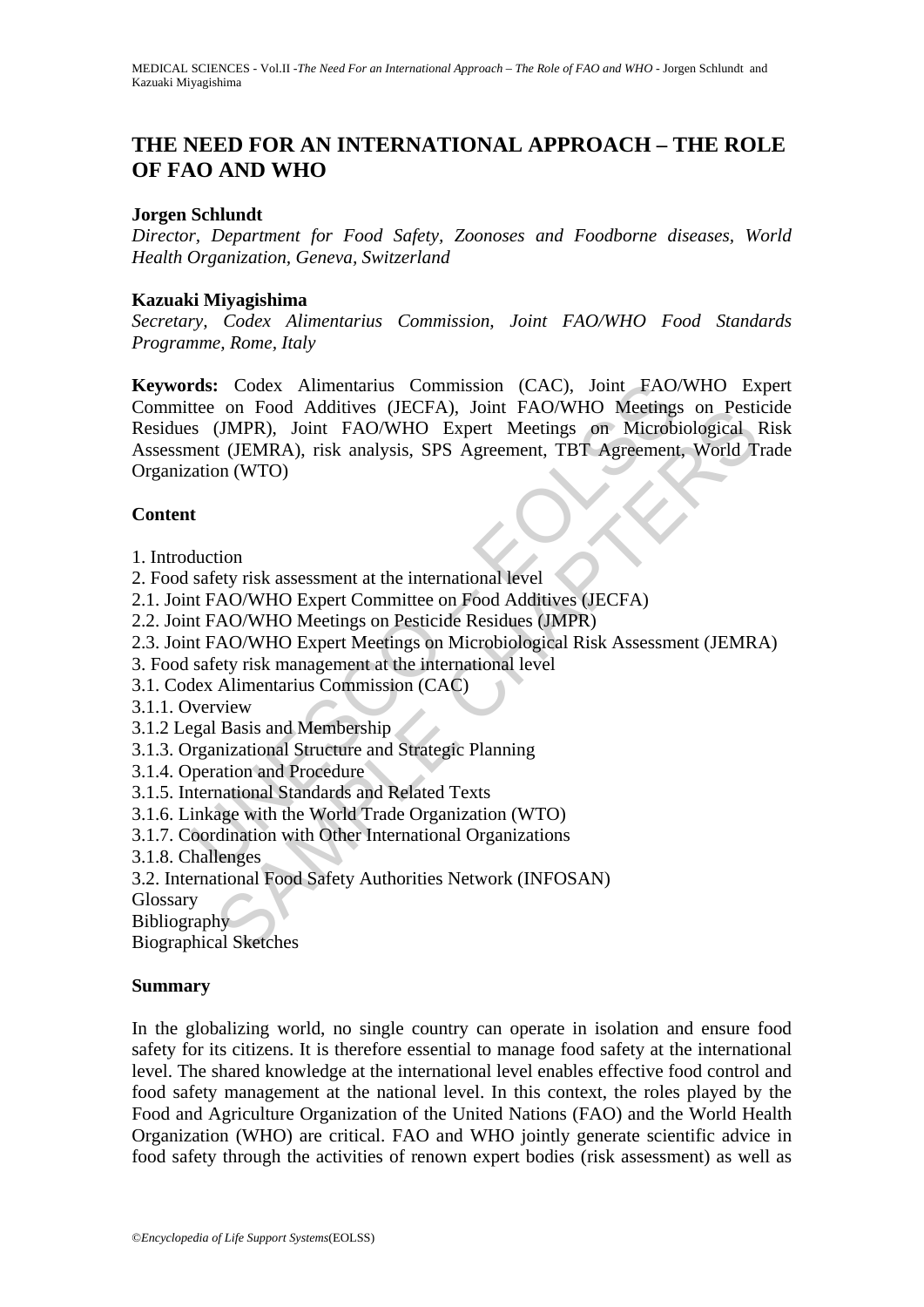# THE NEED FOR AN INTERNATIONAL APPROACH – THE ROLE OF FAO AND WHO

**Jorgen Schlundt**

*Director, Department for Food Safety, Zoonoses and Foodborne diseases, World Health Organization, Geneva, Switzerland*

**Kazuaki Miyagishima**

*Secretary, Codex Alimentarius Commission, Joint FAO/WHO Food Standards Programme, Rome, Italy*

**Keywords:** Codex Alimentarius Commission (CAC), Joint FAO/WHO Expert Committee on Food Additives (JECFA), Joint FAO/WHO Meetings on Pesticide Residues (JMPR), Joint FAO/WHO Expert Meetings on Microbiological Risk Assessment (JEMRA), risk analysis, SPS Agreement, TBT Agreement, World Trade Organization (WTO)

## Content

1. Introduction
2. Food safety risk assessment at the international level
2.1. Joint FAO/WHO Expert Committee on Food Additives (JECFA)
2.2. Joint FAO/WHO Meetings on Pesticide Residues (JMPR)
2.3. Joint FAO/WHO Expert Meetings on Microbiological Risk Assessment (JEMRA)
3. Food safety risk management at the international level
3.1. Codex Alimentarius Commission (CAC)
3.1.1. Overview
3.1.2 Legal Basis and Membership
3.1.3. Organizational Structure and Strategic Planning
3.1.4. Operation and Procedure
3.1.5. International Standards and Related Texts
3.1.6. Linkage with the World Trade Organization (WTO)
3.1.7. Coordination with Other International Organizations
3.1.8. Challenges
3.2. International Food Safety Authorities Network (INFOSAN)

Glossary
Bibliography
Biographical Sketches

## Summary

In the globalizing world, no single country can operate in isolation and ensure food safety for its citizens. It is therefore essential to manage food safety at the international level. The shared knowledge at the international level enables effective food control and food safety management at the national level. In this context, the roles played by the Food and Agriculture Organization of the United Nations (FAO) and the World Health Organization (WHO) are critical. FAO and WHO jointly generate scientific advice in food safety through the activities of renown expert bodies (risk assessment) as well as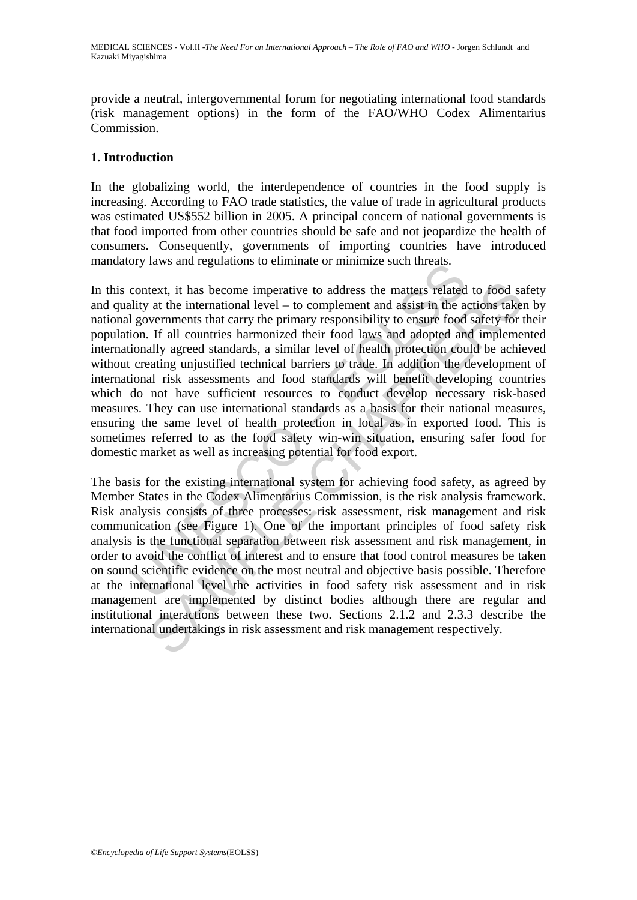provide a neutral, intergovernmental forum for negotiating international food standards (risk management options) in the form of the FAO/WHO Codex Alimentarius Commission.

## 1. Introduction

In the globalizing world, the interdependence of countries in the food supply is increasing. According to FAO trade statistics, the value of trade in agricultural products was estimated US$552 billion in 2005. A principal concern of national governments is that food imported from other countries should be safe and not jeopardize the health of consumers. Consequently, governments of importing countries have introduced mandatory laws and regulations to eliminate or minimize such threats.

In this context, it has become imperative to address the matters related to food safety and quality at the international level – to complement and assist in the actions taken by national governments that carry the primary responsibility to ensure food safety for their population. If all countries harmonized their food laws and adopted and implemented internationally agreed standards, a similar level of health protection could be achieved without creating unjustified technical barriers to trade. In addition the development of international risk assessments and food standards will benefit developing countries which do not have sufficient resources to conduct develop necessary risk-based measures. They can use international standards as a basis for their national measures, ensuring the same level of health protection in local as in exported food. This is sometimes referred to as the food safety win-win situation, ensuring safer food for domestic market as well as increasing potential for food export.

The basis for the existing international system for achieving food safety, as agreed by Member States in the Codex Alimentarius Commission, is the risk analysis framework. Risk analysis consists of three processes: risk assessment, risk management and risk communication (see Figure 1). One of the important principles of food safety risk analysis is the functional separation between risk assessment and risk management, in order to avoid the conflict of interest and to ensure that food control measures be taken on sound scientific evidence on the most neutral and objective basis possible. Therefore at the international level the activities in food safety risk assessment and in risk management are implemented by distinct bodies although there are regular and institutional interactions between these two. Sections 2.1.2 and 2.3.3 describe the international undertakings in risk assessment and risk management respectively.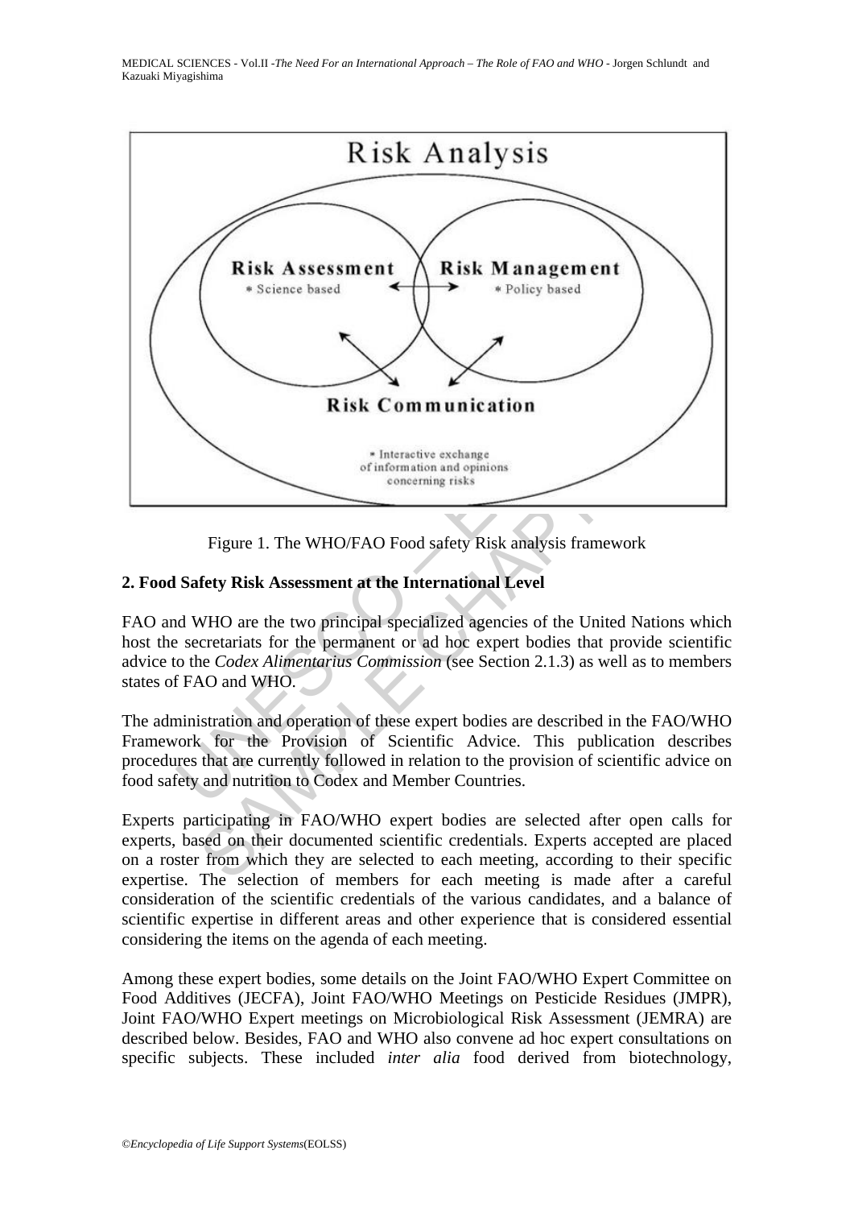Figure 1. The WHO/FAO Food safety Risk analysis framework

## 2. Food Safety Risk Assessment at the International Level

FAO and WHO are the two principal specialized agencies of the United Nations which host the secretariats for the permanent or ad hoc expert bodies that provide scientific advice to the *Codex Alimentarius Commission* (see Section 2.1.3) as well as to members states of FAO and WHO.

The administration and operation of these expert bodies are described in the FAO/WHO Framework for the Provision of Scientific Advice. This publication describes procedures that are currently followed in relation to the provision of scientific advice on food safety and nutrition to Codex and Member Countries.

Experts participating in FAO/WHO expert bodies are selected after open calls for experts, based on their documented scientific credentials. Experts accepted are placed on a roster from which they are selected to each meeting, according to their specific expertise. The selection of members for each meeting is made after a careful consideration of the scientific credentials of the various candidates, and a balance of scientific expertise in different areas and other experience that is considered essential considering the items on the agenda of each meeting.

Among these expert bodies, some details on the Joint FAO/WHO Expert Committee on Food Additives (JECFA), Joint FAO/WHO Meetings on Pesticide Residues (JMPR), Joint FAO/WHO Expert meetings on Microbiological Risk Assessment (JEMRA) are described below. Besides, FAO and WHO also convene ad hoc expert consultations on specific subjects. These included *inter alia* food derived from biotechnology,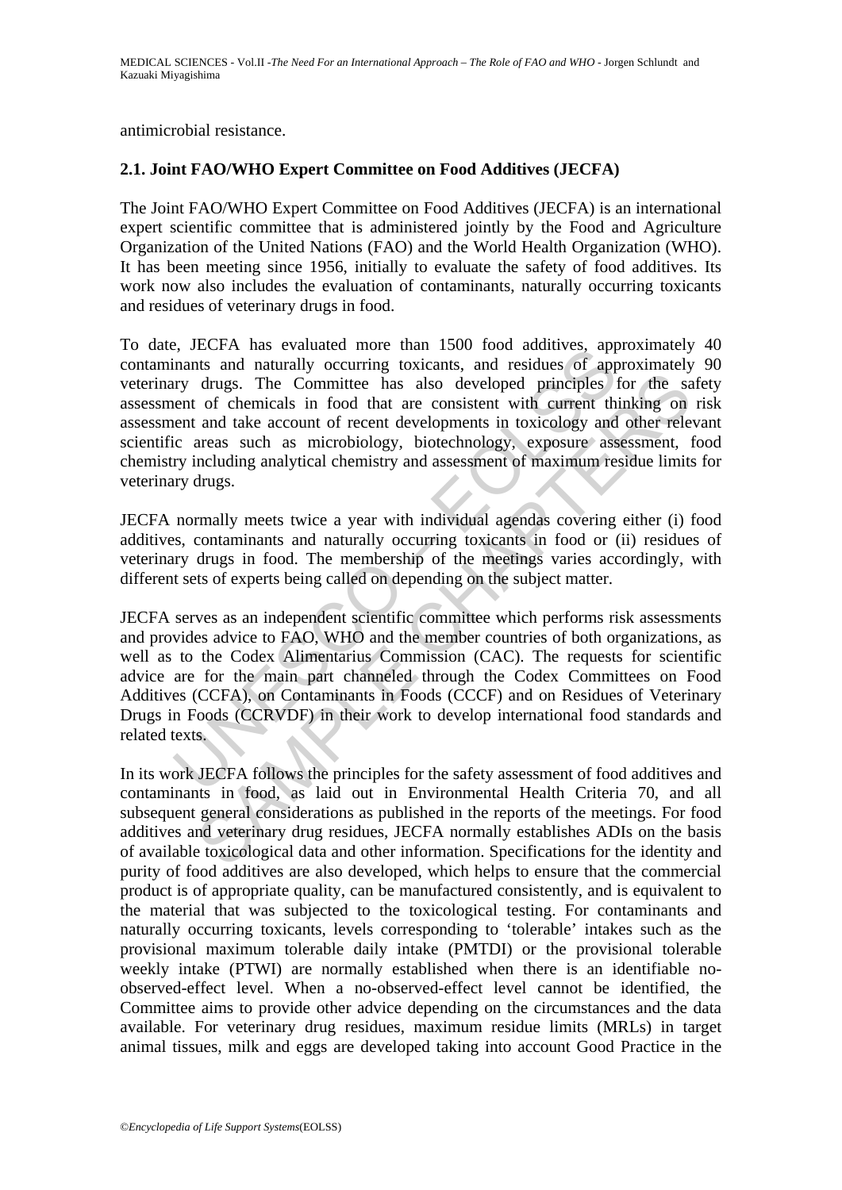antimicrobial resistance.

### 2.1. Joint FAO/WHO Expert Committee on Food Additives (JECFA)

The Joint FAO/WHO Expert Committee on Food Additives (JECFA) is an international expert scientific committee that is administered jointly by the Food and Agriculture Organization of the United Nations (FAO) and the World Health Organization (WHO). It has been meeting since 1956, initially to evaluate the safety of food additives. Its work now also includes the evaluation of contaminants, naturally occurring toxicants and residues of veterinary drugs in food.

To date, JECFA has evaluated more than 1500 food additives, approximately 40 contaminants and naturally occurring toxicants, and residues of approximately 90 veterinary drugs. The Committee has also developed principles for the safety assessment of chemicals in food that are consistent with current thinking on risk assessment and take account of recent developments in toxicology and other relevant scientific areas such as microbiology, biotechnology, exposure assessment, food chemistry including analytical chemistry and assessment of maximum residue limits for veterinary drugs.

JECFA normally meets twice a year with individual agendas covering either (i) food additives, contaminants and naturally occurring toxicants in food or (ii) residues of veterinary drugs in food. The membership of the meetings varies accordingly, with different sets of experts being called on depending on the subject matter.

JECFA serves as an independent scientific committee which performs risk assessments and provides advice to FAO, WHO and the member countries of both organizations, as well as to the Codex Alimentarius Commission (CAC). The requests for scientific advice are for the main part channeled through the Codex Committees on Food Additives (CCFA), on Contaminants in Foods (CCCF) and on Residues of Veterinary Drugs in Foods (CCRVDF) in their work to develop international food standards and related texts.

In its work JECFA follows the principles for the safety assessment of food additives and contaminants in food, as laid out in Environmental Health Criteria 70, and all subsequent general considerations as published in the reports of the meetings. For food additives and veterinary drug residues, JECFA normally establishes ADIs on the basis of available toxicological data and other information. Specifications for the identity and purity of food additives are also developed, which helps to ensure that the commercial product is of appropriate quality, can be manufactured consistently, and is equivalent to the material that was subjected to the toxicological testing. For contaminants and naturally occurring toxicants, levels corresponding to 'tolerable' intakes such as the provisional maximum tolerable daily intake (PMTDI) or the provisional tolerable weekly intake (PTWI) are normally established when there is an identifiable no-observed-effect level. When a no-observed-effect level cannot be identified, the Committee aims to provide other advice depending on the circumstances and the data available. For veterinary drug residues, maximum residue limits (MRLs) in target animal tissues, milk and eggs are developed taking into account Good Practice in the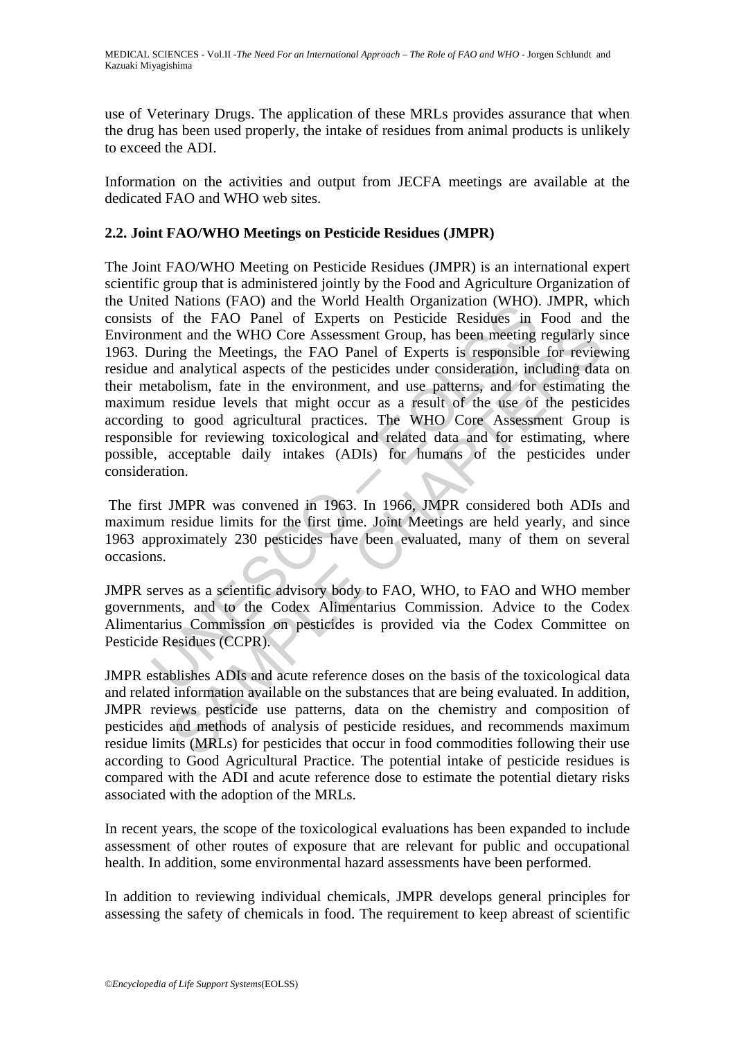use of Veterinary Drugs. The application of these MRLs provides assurance that when the drug has been used properly, the intake of residues from animal products is unlikely to exceed the ADI.

Information on the activities and output from JECFA meetings are available at the dedicated FAO and WHO web sites.

### 2.2. Joint FAO/WHO Meetings on Pesticide Residues (JMPR)

The Joint FAO/WHO Meeting on Pesticide Residues (JMPR) is an international expert scientific group that is administered jointly by the Food and Agriculture Organization of the United Nations (FAO) and the World Health Organization (WHO). JMPR, which consists of the FAO Panel of Experts on Pesticide Residues in Food and the Environment and the WHO Core Assessment Group, has been meeting regularly since 1963. During the Meetings, the FAO Panel of Experts is responsible for reviewing residue and analytical aspects of the pesticides under consideration, including data on their metabolism, fate in the environment, and use patterns, and for estimating the maximum residue levels that might occur as a result of the use of the pesticides according to good agricultural practices. The WHO Core Assessment Group is responsible for reviewing toxicological and related data and for estimating, where possible, acceptable daily intakes (ADIs) for humans of the pesticides under consideration.

The first JMPR was convened in 1963. In 1966, JMPR considered both ADIs and maximum residue limits for the first time. Joint Meetings are held yearly, and since 1963 approximately 230 pesticides have been evaluated, many of them on several occasions.

JMPR serves as a scientific advisory body to FAO, WHO, to FAO and WHO member governments, and to the Codex Alimentarius Commission. Advice to the Codex Alimentarius Commission on pesticides is provided via the Codex Committee on Pesticide Residues (CCPR).

JMPR establishes ADIs and acute reference doses on the basis of the toxicological data and related information available on the substances that are being evaluated. In addition, JMPR reviews pesticide use patterns, data on the chemistry and composition of pesticides and methods of analysis of pesticide residues, and recommends maximum residue limits (MRLs) for pesticides that occur in food commodities following their use according to Good Agricultural Practice. The potential intake of pesticide residues is compared with the ADI and acute reference dose to estimate the potential dietary risks associated with the adoption of the MRLs.

In recent years, the scope of the toxicological evaluations has been expanded to include assessment of other routes of exposure that are relevant for public and occupational health. In addition, some environmental hazard assessments have been performed.

In addition to reviewing individual chemicals, JMPR develops general principles for assessing the safety of chemicals in food. The requirement to keep abreast of scientific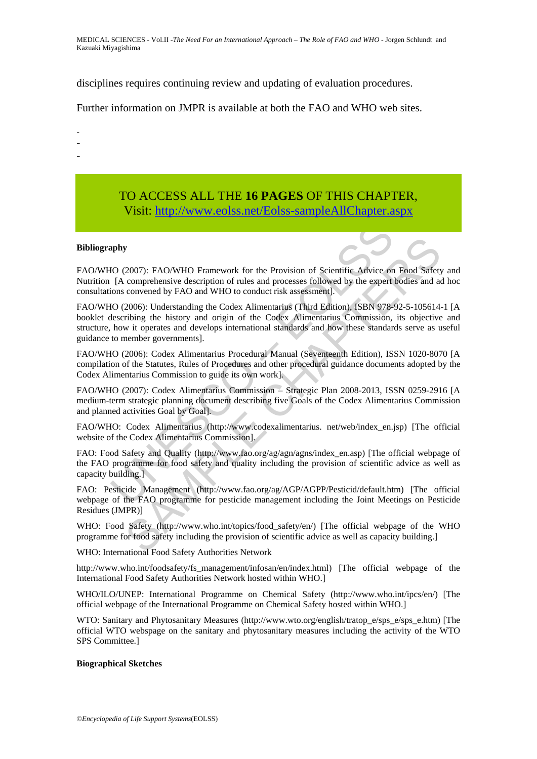disciplines requires continuing review and updating of evaluation procedures.

Further information on JMPR is available at both the FAO and WHO web sites.

-
-
-

TO ACCESS ALL THE **16 PAGES** OF THIS CHAPTER,
Visit: http://www.eolss.net/Eolss-sampleAllChapter.aspx

**Bibliography**

FAO/WHO (2007): FAO/WHO Framework for the Provision of Scientific Advice on Food Safety and Nutrition [A comprehensive description of rules and processes followed by the expert bodies and ad hoc consultations convened by FAO and WHO to conduct risk assessment].

FAO/WHO (2006): Understanding the Codex Alimentarius (Third Edition), ISBN 978-92-5-105614-1 [A booklet describing the history and origin of the Codex Alimentarius Commission, its objective and structure, how it operates and develops international standards and how these standards serve as useful guidance to member governments].

FAO/WHO (2006): Codex Alimentarius Procedural Manual (Seventeenth Edition), ISSN 1020-8070 [A compilation of the Statutes, Rules of Procedures and other procedural guidance documents adopted by the Codex Alimentarius Commission to guide its own work].

FAO/WHO (2007): Codex Alimentarius Commission – Strategic Plan 2008-2013, ISSN 0259-2916 [A medium-term strategic planning document describing five Goals of the Codex Alimentarius Commission and planned activities Goal by Goal].

FAO/WHO: Codex Alimentarius (http://www.codexalimentarius. net/web/index_en.jsp) [The official website of the Codex Alimentarius Commission].

FAO: Food Safety and Quality (http://www.fao.org/ag/agn/agns/index_en.asp) [The official webpage of the FAO programme for food safety and quality including the provision of scientific advice as well as capacity building.]

FAO: Pesticide Management (http://www.fao.org/ag/AGP/AGPP/Pesticid/default.htm) [The official webpage of the FAO programme for pesticide management including the Joint Meetings on Pesticide Residues (JMPR)]

WHO: Food Safety (http://www.who.int/topics/food_safety/en/) [The official webpage of the WHO programme for food safety including the provision of scientific advice as well as capacity building.]

WHO: International Food Safety Authorities Network

http://www.who.int/foodsafety/fs_management/infosan/en/index.html) [The official webpage of the International Food Safety Authorities Network hosted within WHO.]

WHO/ILO/UNEP: International Programme on Chemical Safety (http://www.who.int/ipcs/en/) [The official webpage of the International Programme on Chemical Safety hosted within WHO.]

WTO: Sanitary and Phytosanitary Measures (http://www.wto.org/english/tratop_e/sps_e/sps_e.htm) [The official WTO webspage on the sanitary and phytosanitary measures including the activity of the WTO SPS Committee.]

**Biographical Sketches**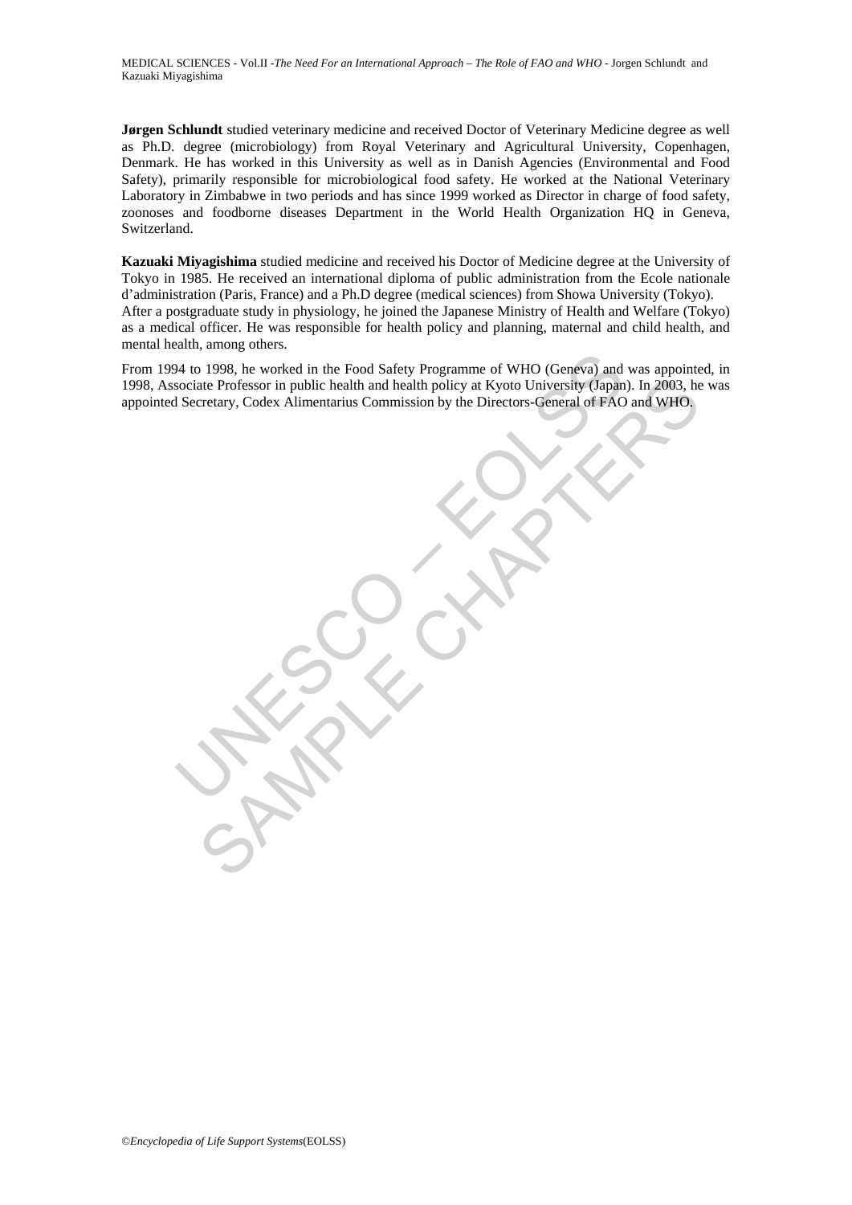**Jørgen Schlundt** studied veterinary medicine and received Doctor of Veterinary Medicine degree as well as Ph.D. degree (microbiology) from Royal Veterinary and Agricultural University, Copenhagen, Denmark. He has worked in this University as well as in Danish Agencies (Environmental and Food Safety), primarily responsible for microbiological food safety. He worked at the National Veterinary Laboratory in Zimbabwe in two periods and has since 1999 worked as Director in charge of food safety, zoonoses and foodborne diseases Department in the World Health Organization HQ in Geneva, Switzerland.

**Kazuaki Miyagishima** studied medicine and received his Doctor of Medicine degree at the University of Tokyo in 1985. He received an international diploma of public administration from the Ecole nationale d'administration (Paris, France) and a Ph.D degree (medical sciences) from Showa University (Tokyo). After a postgraduate study in physiology, he joined the Japanese Ministry of Health and Welfare (Tokyo) as a medical officer. He was responsible for health policy and planning, maternal and child health, and mental health, among others.

From 1994 to 1998, he worked in the Food Safety Programme of WHO (Geneva) and was appointed, in 1998, Associate Professor in public health and health policy at Kyoto University (Japan). In 2003, he was appointed Secretary, Codex Alimentarius Commission by the Directors-General of FAO and WHO.